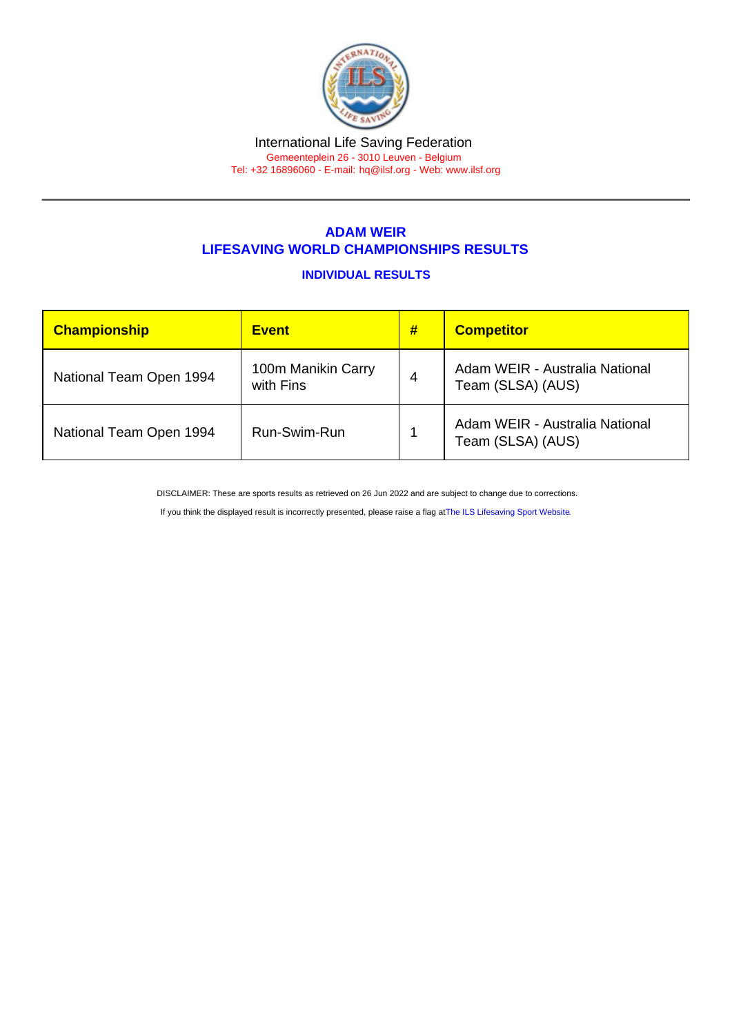International Life Saving Federation

Gemeenteplein 26 - 3010 Leuven - Belgium

Tel: +32 16896060 - E-mail: hq@ilsf.org - Web: www.ilsf.org

## ADAM WEIR
## LIFESAVING WORLD CHAMPIONSHIPS RESULTS

### INDIVIDUAL RESULTS

| Championship | Event | # | Competitor |
|---|---|---|---|
| National Team Open 1994 | 100m Manikin Carry with Fins | 4 | Adam WEIR - Australia National Team (SLSA) (AUS) |
| National Team Open 1994 | Run-Swim-Run | 1 | Adam WEIR - Australia National Team (SLSA) (AUS) |

DISCLAIMER: These are sports results as retrieved on 26 Jun 2022 and are subject to change due to corrections.

If you think the displayed result is incorrectly presented, please raise a flag at The ILS Lifesaving Sport Website.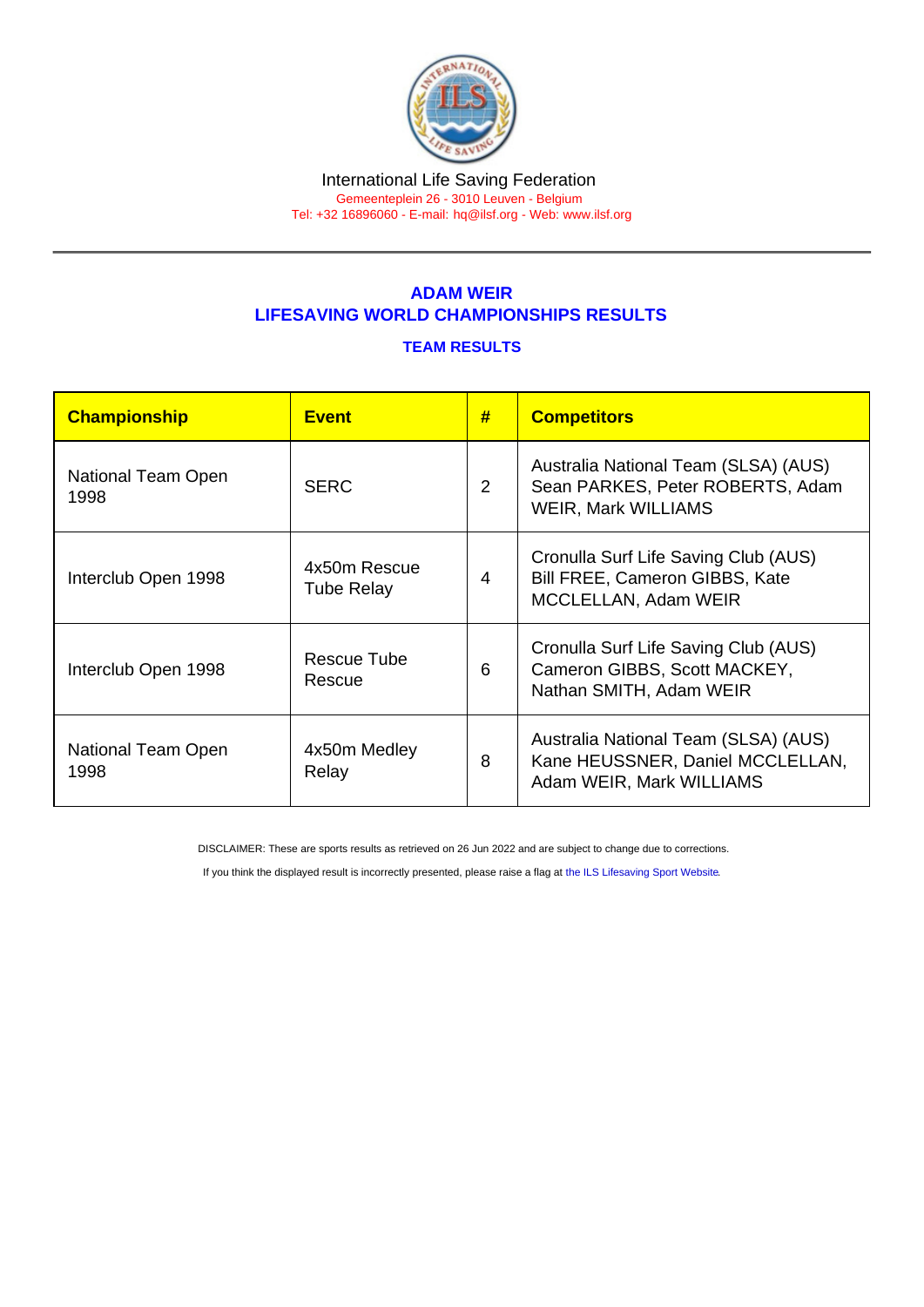International Life Saving Federation

Gemeenteplein 26 - 3010 Leuven - Belgium

Tel: +32 16896060 - E-mail: hq@ilsf.org - Web: www.ilsf.org

## ADAM WEIR
## LIFESAVING WORLD CHAMPIONSHIPS RESULTS

### TEAM RESULTS

| Championship | Event | # | Competitors |
|---|---|---|---|
| National Team Open 1998 | SERC | 2 | Australia National Team (SLSA) (AUS) Sean PARKES, Peter ROBERTS, Adam WEIR, Mark WILLIAMS |
| Interclub Open 1998 | 4x50m Rescue Tube Relay | 4 | Cronulla Surf Life Saving Club (AUS) Bill FREE, Cameron GIBBS, Kate MCCLELLAN, Adam WEIR |
| Interclub Open 1998 | Rescue Tube Rescue | 6 | Cronulla Surf Life Saving Club (AUS) Cameron GIBBS, Scott MACKEY, Nathan SMITH, Adam WEIR |
| National Team Open 1998 | 4x50m Medley Relay | 8 | Australia National Team (SLSA) (AUS) Kane HEUSSNER, Daniel MCCLELLAN, Adam WEIR, Mark WILLIAMS |

DISCLAIMER: These are sports results as retrieved on 26 Jun 2022 and are subject to change due to corrections.

If you think the displayed result is incorrectly presented, please raise a flag at the ILS Lifesaving Sport Website.